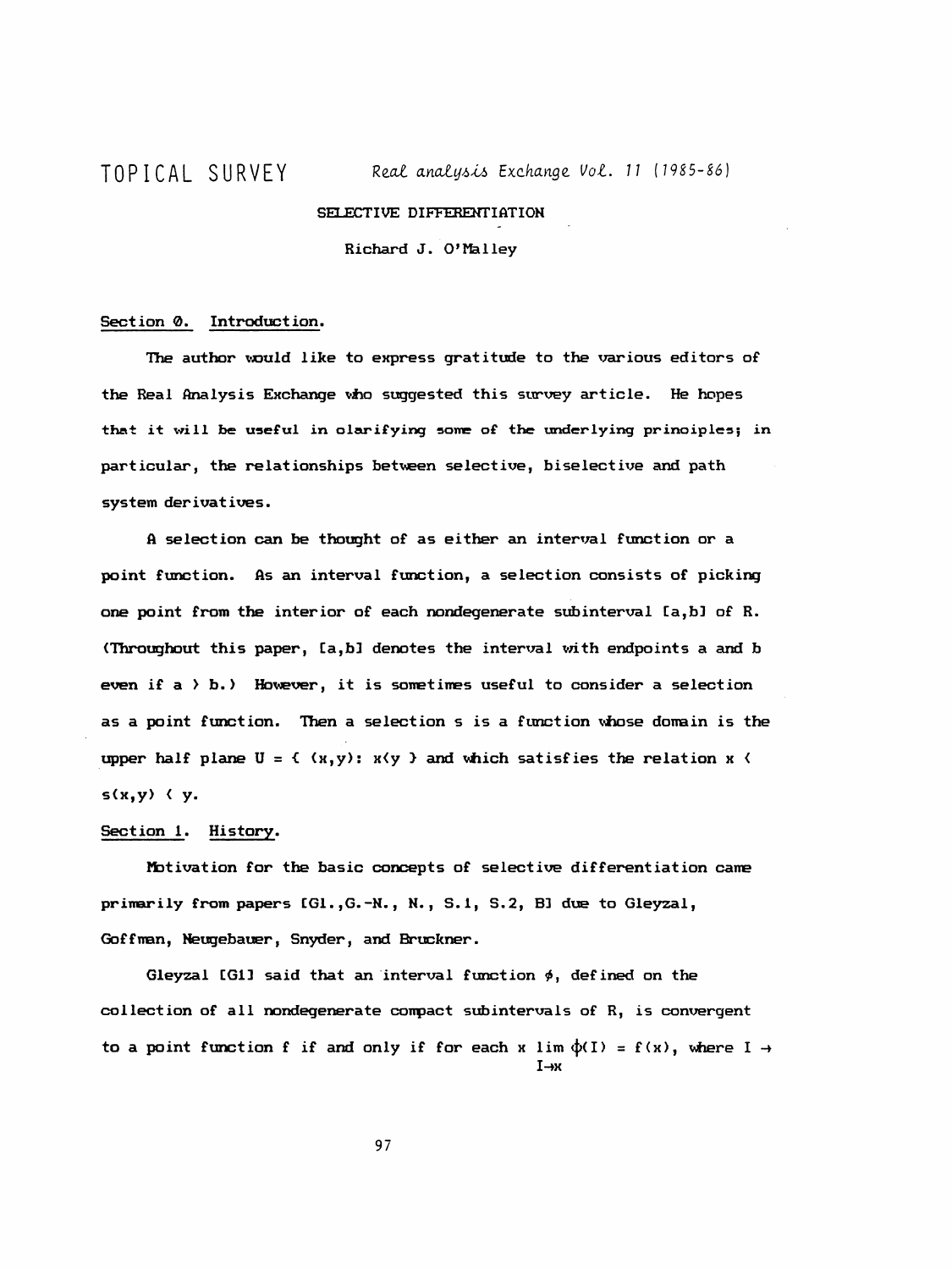TOPICAL SURVEY *Real analysis Exchange Vol. 11 (1985-86)*

# SELECTIVE DIFFERENTIATION

Richard J. O'Malley

## Section 0. Introduction.

The author would like to express gratitude to the various editors of the Real Analysis Exchange who suggested this survey article. He hopes that it will be useful in clarifying some of the underlying principles; in particular, the relationships between selective, biselective and path system derivatives.

A selection can be thought of as either an interval function or a point function. As an interval function, a selection consists of picking one point from the interior of each nondegenerate subinterval $[a,b]$ of R. (Throughout this paper, $[a,b]$ denotes the interval with endpoints a and b even if $a > b$.) However, it is sometimes useful to consider a selection as a point function. Then a selection s is a function whose domain is the upper half plane $U = \{ (x,y): x<y \}$ and which satisfies the relation $x < s(x,y) < y$.

## Section 1. History.

Motivation for the basic concepts of selective differentiation came primarily from papers [Gl., G.-N., N., S.1, S.2, B] due to Gleyzal, Goffman, Neugebauer, Snyder, and Bruckner.

Gleyzal [Gl] said that an interval function $\phi$, defined on the collection of all nondegenerate compact subintervals of R, is convergent to a point function f if and only if for each x $\lim_{I \to x} \phi(I) = f(x)$, where $I \to$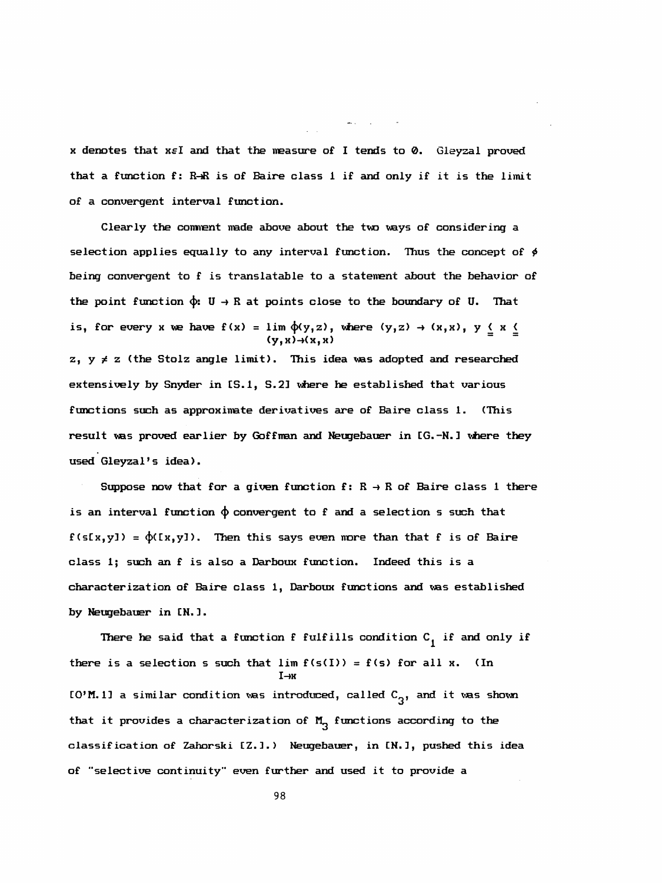x denotes that $x \in I$ and that the measure of I tends to 0. Gleyzal proved that a function $f: R \to R$ is of Baire class 1 if and only if it is the limit of a convergent interval function.

Clearly the comment made above about the two ways of considering a selection applies equally to any interval function. Thus the concept of $\phi$ being convergent to f is translatable to a statement about the behavior of the point function $\phi: U \to R$ at points close to the boundary of U. That is, for every x we have $f(x) = \lim_{(y,z)\to(x,x)} \phi(y,z)$, where $(y,z) \to (x,x)$, $y \leq x \leq z$, $y \neq z$ (the Stolz angle limit). This idea was adopted and researched extensively by Snyder in [S.1, S.2] where he established that various functions such as approximate derivatives are of Baire class 1. (This result was proved earlier by Goffman and Neugebauer in [G.-N.] where they used Gleyzal's idea).

Suppose now that for a given function $f: R \to R$ of Baire class 1 there is an interval function $\phi$ convergent to f and a selection s such that $f(s[x,y]) = \phi([x,y])$. Then this says even more than that f is of Baire class 1; such an f is also a Darboux function. Indeed this is a characterization of Baire class 1, Darboux functions and was established by Neugebauer in [N.].

There he said that a function f fulfills condition $C_1$ if and only if there is a selection s such that $\lim_{I \to x} f(s(I)) = f(s)$ for all x. (In [O'M.1] a similar condition was introduced, called $C_3$, and it was shown that it provides a characterization of $M_3$ functions according to the classification of Zahorski [Z.].) Neugebauer, in [N.], pushed this idea of "selective continuity" even further and used it to provide a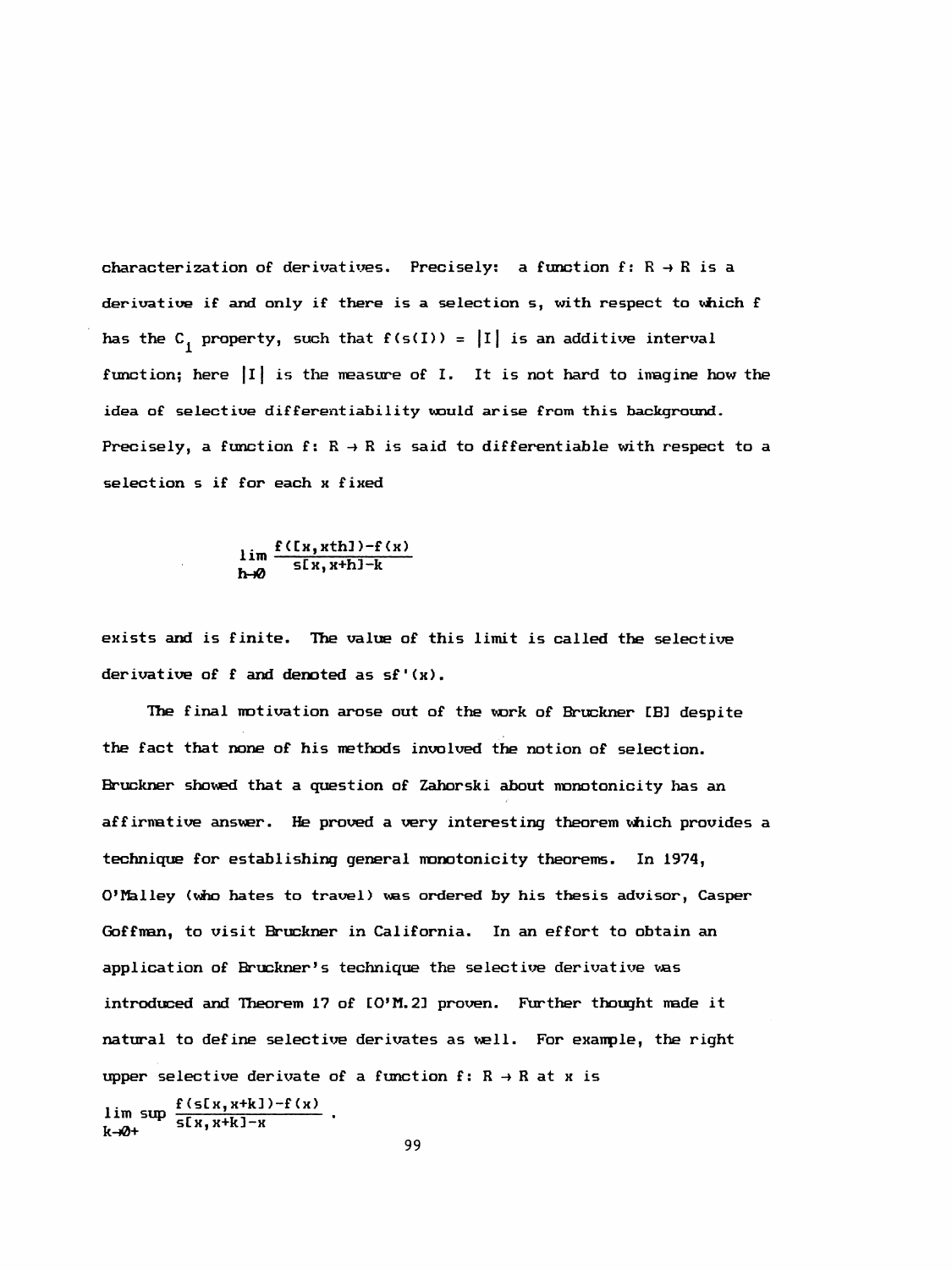characterization of derivatives. Precisely: a function $f: R \to R$ is a derivative if and only if there is a selection s, with respect to which f has the $C_1$ property, such that $f(s(I)) = |I|$ is an additive interval function; here $|I|$ is the measure of I. It is not hard to imagine how the idea of selective differentiability would arise from this background. Precisely, a function $f: R \to R$ is said to differentiable with respect to a selection s if for each x fixed

$$\lim_{h \to 0} \frac{f([x,x+h])-f(x)}{s[x,x+h]-k}$$

exists and is finite. The value of this limit is called the selective derivative of f and denoted as $sf'(x)$.

The final motivation arose out of the work of Bruckner [B] despite the fact that none of his methods involved the notion of selection. Bruckner showed that a question of Zahorski about monotonicity has an affirmative answer. He proved a very interesting theorem which provides a technique for establishing general monotonicity theorems. In 1974, O'Malley (who hates to travel) was ordered by his thesis advisor, Casper Goffman, to visit Bruckner in California. In an effort to obtain an application of Bruckner's technique the selective derivative was introduced and Theorem 17 of [O'M.2] proven. Further thought made it natural to define selective derivates as well. For example, the right upper selective derivate of a function $f: R \to R$ at x is

$$\limsup_{k \to 0+} \frac{f(s[x,x+k])-f(x)}{s[x,x+k]-x}.$$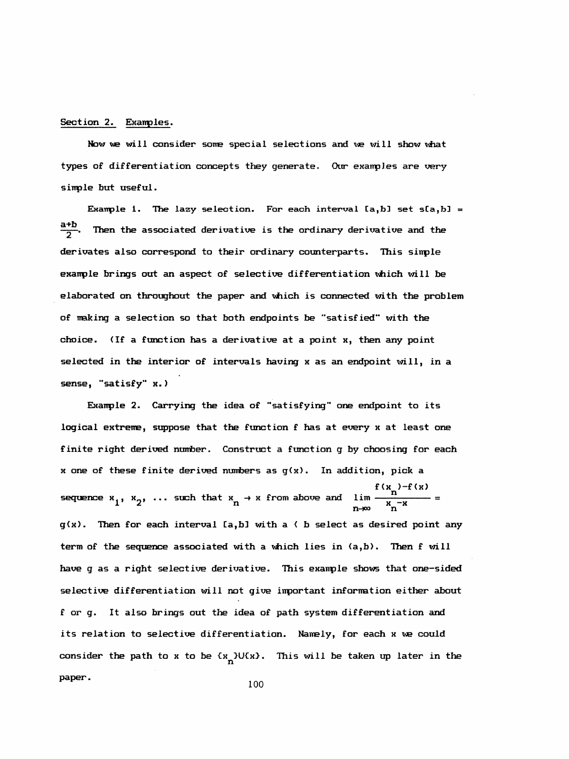## Section 2. Examples.

Now we will consider some special selections and we will show what types of differentiation concepts they generate. Our examples are very simple but useful.

Example 1. The lazy selection. For each interval $[a,b]$ set $s[a,b] = \frac{a+b}{2}$. Then the associated derivative is the ordinary derivative and the derivates also correspond to their ordinary counterparts. This simple example brings out an aspect of selective differentiation which will be elaborated on throughout the paper and which is connected with the problem of making a selection so that both endpoints be "satisfied" with the choice. (If a function has a derivative at a point $x$, then any point selected in the interior of intervals having $x$ as an endpoint will, in a sense, "satisfy" $x$.)

Example 2. Carrying the idea of "satisfying" one endpoint to its logical extreme, suppose that the function $f$ has at every $x$ at least one finite right derived number. Construct a function $g$ by choosing for each $x$ one of these finite derived numbers as $g(x)$. In addition, pick a sequence $x_1, x_2, \ldots$ such that $x_n \to x$ from above and $\lim\limits_{n\to\infty} \frac{f(x_n)-f(x)}{x_n-x} = g(x)$. Then for each interval $[a,b]$ with $a < b$ select as desired point any term of the sequence associated with $a$ which lies in $(a,b)$. Then $f$ will have $g$ as a right selective derivative. This example shows that one-sided selective differentiation will not give important information either about $f$ or $g$. It also brings out the idea of path system differentiation and its relation to selective differentiation. Namely, for each $x$ we could consider the path to $x$ to be $\{x_n\} \cup \{x\}$. This will be taken up later in the paper.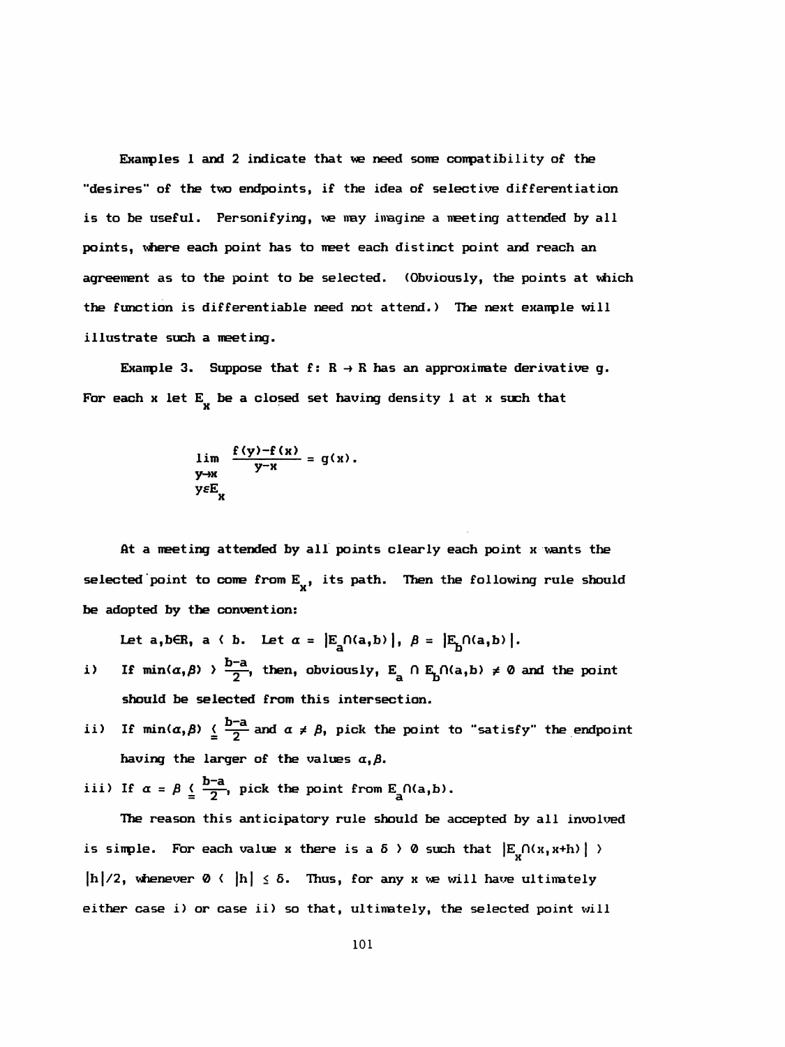Examples 1 and 2 indicate that we need some compatibility of the "desires" of the two endpoints, if the idea of selective differentiation is to be useful. Personifying, we may imagine a meeting attended by all points, where each point has to meet each distinct point and reach an agreement as to the point to be selected. (Obviously, the points at which the function is differentiable need not attend.) The next example will illustrate such a meeting.

Example 3. Suppose that $f: R \to R$ has an approximate derivative $g$. For each $x$ let $E_x$ be a closed set having density 1 at $x$ such that

$$\lim_{\substack{y \to x \\ y \in E_x}} \frac{f(y)-f(x)}{y-x} = g(x).$$

At a meeting attended by all points clearly each point $x$ wants the selected point to come from $E_x$, its path. Then the following rule should be adopted by the convention:

Let $a,b \in R$, $a < b$. Let $\alpha = |E_a \cap (a,b)|$, $\beta = |E_b \cap (a,b)|$.

i) If $\min(\alpha,\beta) > \frac{b-a}{2}$, then, obviously, $E_a \cap E_b \cap (a,b) \neq \emptyset$ and the point should be selected from this intersection.

ii) If $\min(\alpha,\beta) \leqq \frac{b-a}{2}$ and $\alpha \neq \beta$, pick the point to "satisfy" the endpoint having the larger of the values $\alpha, \beta$.

iii) If $\alpha = \beta \leqq \frac{b-a}{2}$, pick the point from $E_a \cap (a,b)$.

The reason this anticipatory rule should be accepted by all involved is simple. For each value $x$ there is a $\delta > 0$ such that $|E_x \cap (x,x+h)| > |h|/2$, whenever $0 < |h| \leq \delta$. Thus, for any $x$ we will have ultimately either case i) or case ii) so that, ultimately, the selected point will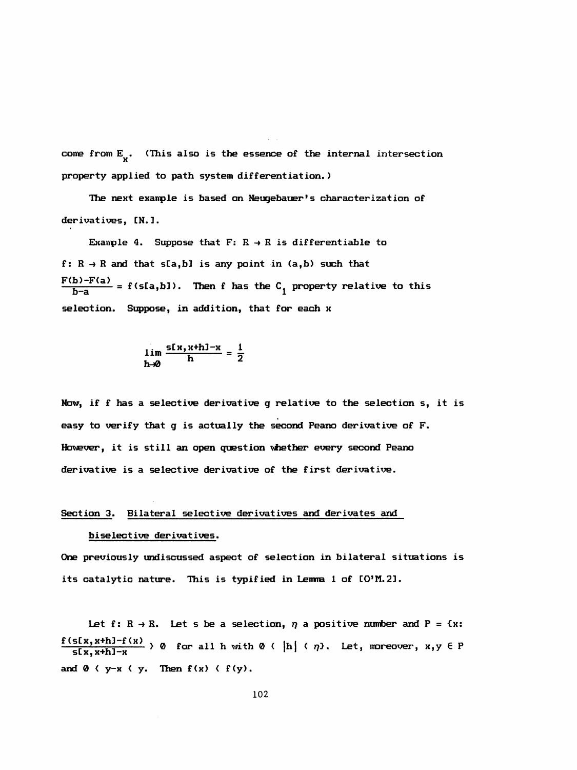come from $E_x$. (This also is the essence of the internal intersection property applied to path system differentiation.)

The next example is based on Neugebauer's characterization of derivatives, [N.].

Example 4. Suppose that $F: R \to R$ is differentiable to $f: R \to R$ and that $s[a,b]$ is any point in $(a,b)$ such that $\frac{F(b)-F(a)}{b-a} = f(s[a,b])$. Then f has the $C_1$ property relative to this selection. Suppose, in addition, that for each x

$$\lim_{h\to 0} \frac{s[x,x+h]-x}{h} = \frac{1}{2}$$

Now, if f has a selective derivative g relative to the selection s, it is easy to verify that g is actually the second Peano derivative of F. However, it is still an open question whether every second Peano derivative is a selective derivative of the first derivative.

## Section 3. Bilateral selective derivatives and derivates and biselective derivatives.

One previously undiscussed aspect of selection in bilateral situations is its catalytic nature. This is typified in Lemma 1 of [O'M.2].

Let $f: R \to R$. Let s be a selection, $\eta$ a positive number and $P = \{x: \frac{f(s[x,x+h]-f(x)}{s[x,x+h]-x} > 0$ for all h with $0 < |h| < \eta\}$. Let, moreover, $x,y \in P$ and $0 < y-x < y$. Then $f(x) < f(y)$.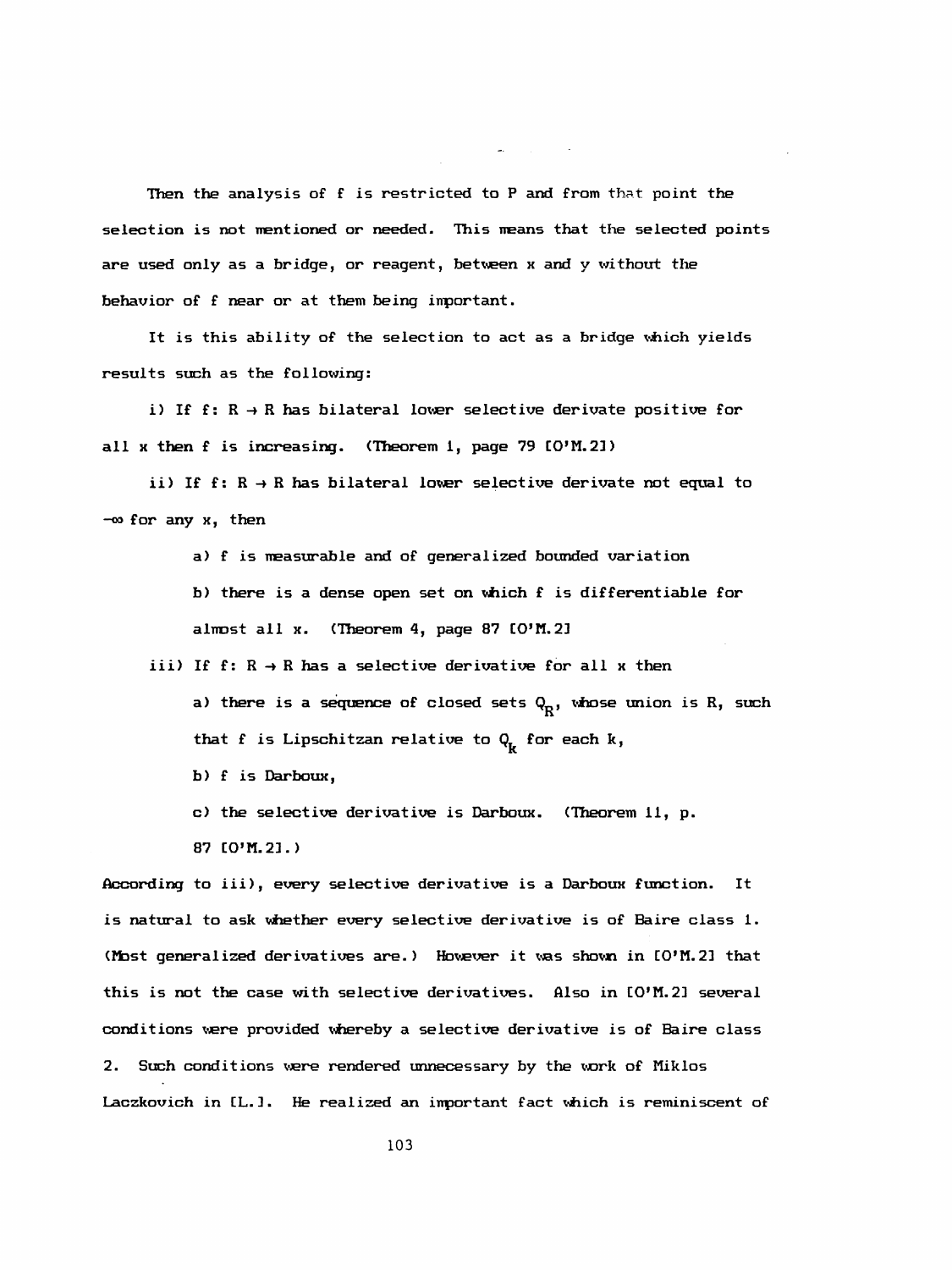Then the analysis of f is restricted to P and from that point the selection is not mentioned or needed. This means that the selected points are used only as a bridge, or reagent, between x and y without the behavior of f near or at them being important.

It is this ability of the selection to act as a bridge which yields results such as the following:

i) If $f\colon R \to R$ has bilateral lower selective derivate positive for all x then f is increasing. (Theorem 1, page 79 [O'M.2])

ii) If $f\colon R \to R$ has bilateral lower selective derivate not equal to $-\infty$ for any x, then

> a) f is measurable and of generalized bounded variation
>
> b) there is a dense open set on which f is differentiable for almost all x. (Theorem 4, page 87 [O'M.2]

iii) If $f\colon R \to R$ has a selective derivative for all x then

> a) there is a sequence of closed sets $Q_R$, whose union is R, such that f is Lipschitzan relative to $Q_k$ for each k,
>
> b) f is Darboux,
>
> c) the selective derivative is Darboux. (Theorem 11, p. 87 [O'M.2].)

According to iii), every selective derivative is a Darboux function. It is natural to ask whether every selective derivative is of Baire class 1. (Most generalized derivatives are.) However it was shown in [O'M.2] that this is not the case with selective derivatives. Also in [O'M.2] several conditions were provided whereby a selective derivative is of Baire class 2. Such conditions were rendered unnecessary by the work of Miklos Laczkovich in [L.]. He realized an important fact which is reminiscent of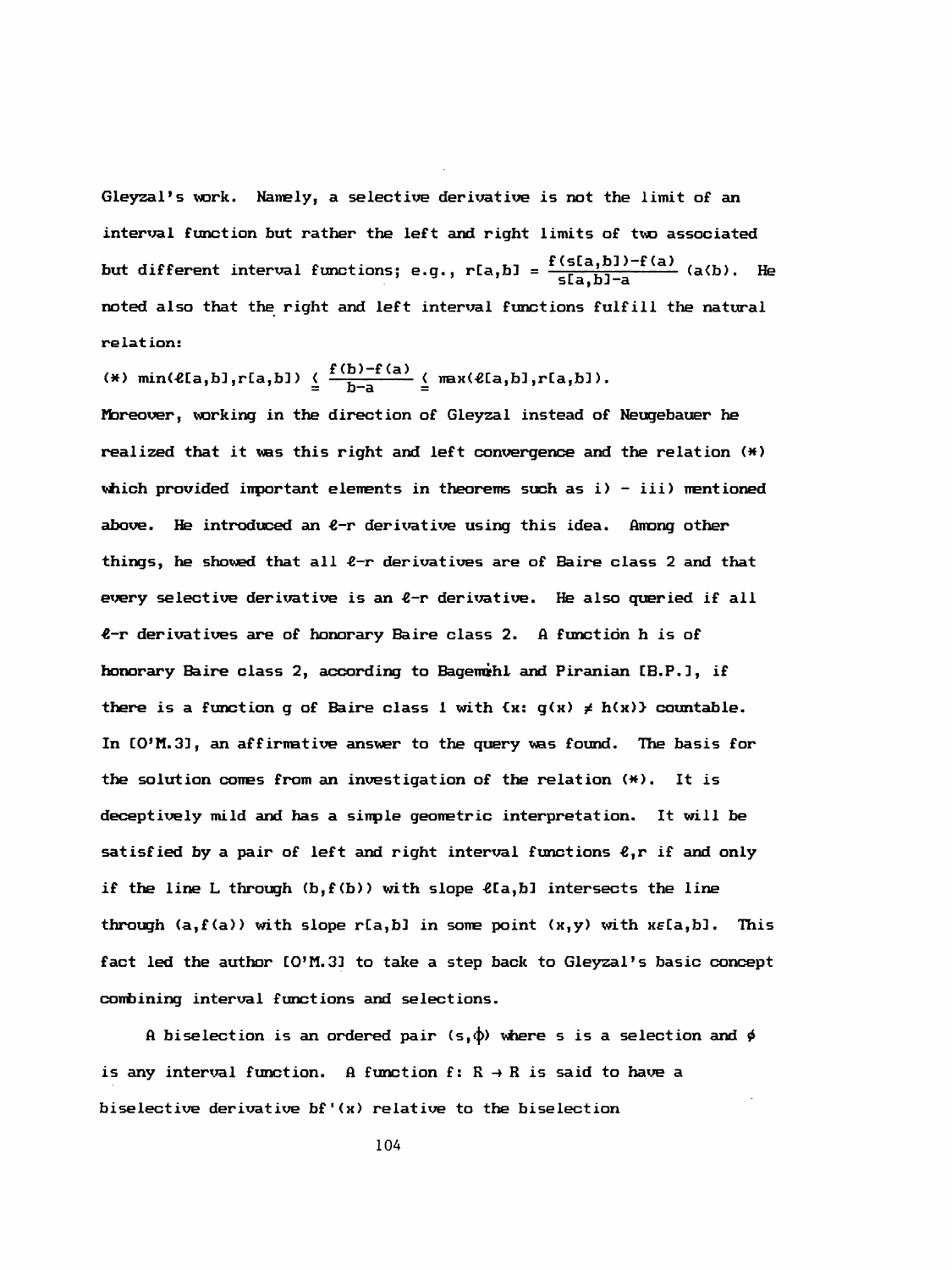Gleyzal's work. Namely, a selective derivative is not the limit of an interval function but rather the left and right limits of two associated but different interval functions; e.g., $r[a,b] = \frac{f(s[a,b])-f(a)}{s[a,b]-a}$ $(a<b)$. He noted also that the right and left interval functions fulfill the natural relation:

$$(*)\ \min(\ell[a,b],r[a,b]) \leqq \frac{f(b)-f(a)}{b-a} \leqq \max(\ell[a,b],r[a,b]).$$

Moreover, working in the direction of Gleyzal instead of Neugebauer he realized that it was this right and left convergence and the relation (*) which provided important elements in theorems such as i) - iii) mentioned above. He introduced an $\ell$-r derivative using this idea. Among other things, he showed that all $\ell$-r derivatives are of Baire class 2 and that every selective derivative is an $\ell$-r derivative. He also queried if all $\ell$-r derivatives are of honorary Baire class 2. A function h is of honorary Baire class 2, according to Bagemihl and Piranian [B.P.], if there is a function g of Baire class 1 with $\{x: g(x) \neq h(x)\}$ countable. In [O'M.3], an affirmative answer to the query was found. The basis for the solution comes from an investigation of the relation (*). It is deceptively mild and has a simple geometric interpretation. It will be satisfied by a pair of left and right interval functions $\ell$,r if and only if the line L through $(b,f(b))$ with slope $\ell[a,b]$ intersects the line through $(a,f(a))$ with slope $r[a,b]$ in some point $(x,y)$ with $x \epsilon [a,b]$. This fact led the author [O'M.3] to take a step back to Gleyzal's basic concept combining interval functions and selections.

A biselection is an ordered pair $(s,\phi)$ where s is a selection and $\phi$ is any interval function. A function $f: R \rightarrow R$ is said to have a biselective derivative $bf'(x)$ relative to the biselection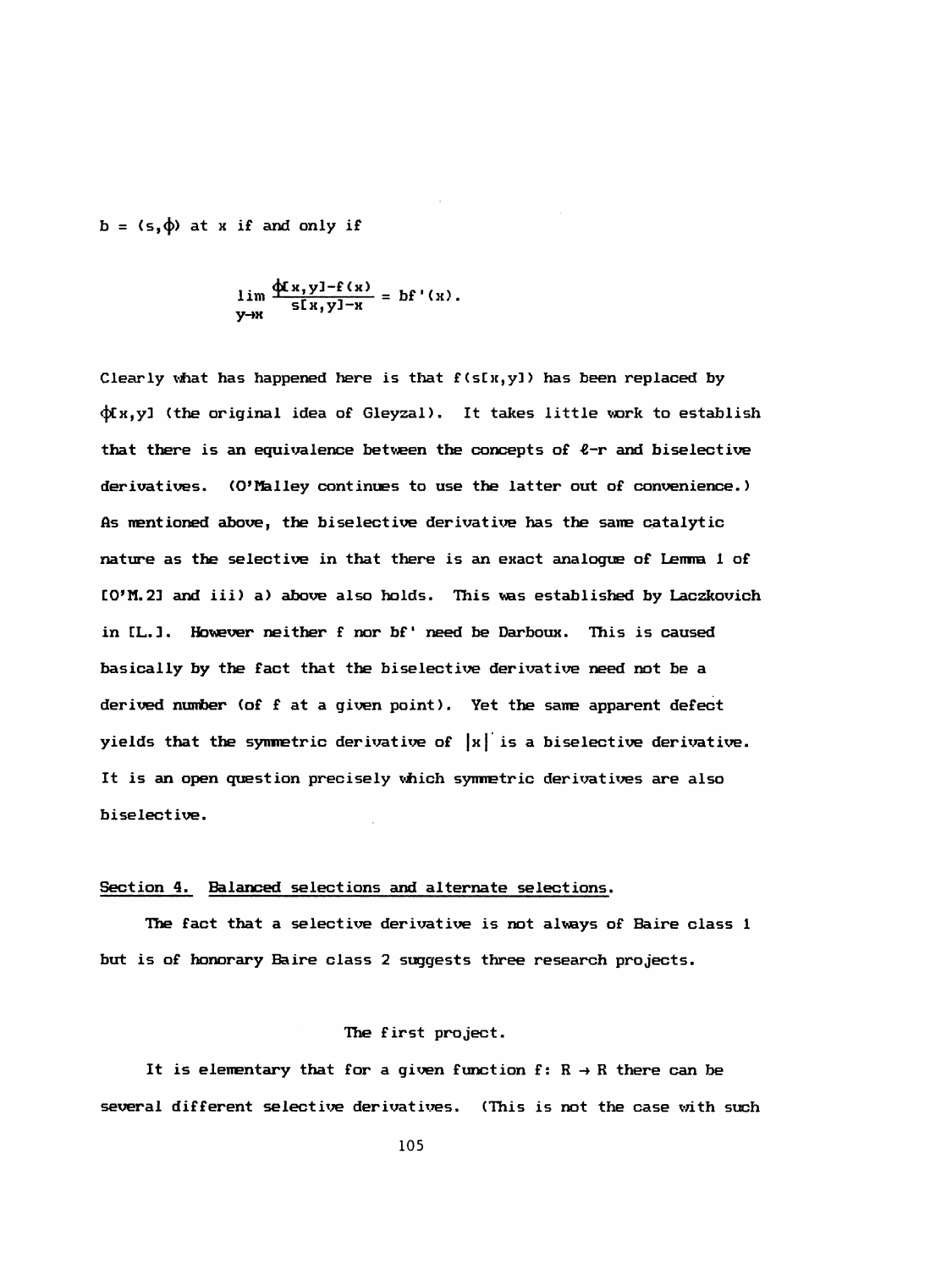$b = (s,\phi)$ at $x$ if and only if

$$\lim_{y \to x} \frac{\phi[x,y]-f(x)}{s[x,y]-x} = bf'(x).$$

Clearly what has happened here is that $f(s[x,y])$ has been replaced by $\phi[x,y]$ (the original idea of Gleyzal). It takes little work to establish that there is an equivalence between the concepts of $\ell$-r and biselective derivatives. (O'Malley continues to use the latter out of convenience.) As mentioned above, the biselective derivative has the same catalytic nature as the selective in that there is an exact analogue of Lemma 1 of [O'M.2] and iii) a) above also holds. This was established by Laczkovich in [L.]. However neither $f$ nor $bf'$ need be Darboux. This is caused basically by the fact that the biselective derivative need not be a derived number (of $f$ at a given point). Yet the same apparent defect yields that the symmetric derivative of $|x|$ is a biselective derivative. It is an open question precisely which symmetric derivatives are also biselective.

## Section 4. Balanced selections and alternate selections.

The fact that a selective derivative is not always of Baire class 1 but is of honorary Baire class 2 suggests three research projects.

### The first project.

It is elementary that for a given function $f: R \to R$ there can be several different selective derivatives. (This is not the case with such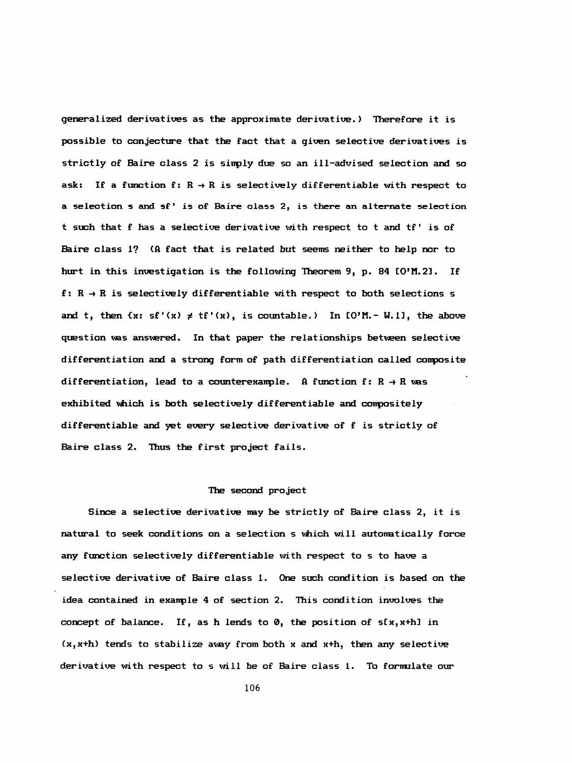generalized derivatives as the approximate derivative.) Therefore it is possible to conjecture that the fact that a given selective derivatives is strictly of Baire class 2 is simply due so an ill-advised selection and so ask: If a function $f: R \to R$ is selectively differentiable with respect to a selection $s$ and $sf'$ is of Baire class 2, is there an alternate selection $t$ such that $f$ has a selective derivative with respect to $t$ and $tf'$ is of Baire class 1? (A fact that is related but seems neither to help nor to hurt in this investigation is the following Theorem 9, p. 84 [O'M.2]. If $f: R \to R$ is selectively differentiable with respect to both selections $s$ and $t$, then $\{x: sf'(x) \neq tf'(x)\}$ is countable.) In [O'M.- W.1], the above question was answered. In that paper the relationships between selective differentiation and a strong form of path differentiation called composite differentiation, lead to a counterexample. A function $f: R \to R$ was exhibited which is both selectively differentiable and compositely differentiable and yet every selective derivative of $f$ is strictly of Baire class 2. Thus the first project fails.

## The second project

Since a selective derivative may be strictly of Baire class 2, it is natural to seek conditions on a selection $s$ which will automatically force any function selectively differentiable with respect to $s$ to have a selective derivative of Baire class 1. One such condition is based on the idea contained in example 4 of section 2. This condition involves the concept of balance. If, as $h$ tends to $0$, the position of $s[x,x+h]$ in $(x,x+h)$ tends to stabilize away from both $x$ and $x+h$, then any selective derivative with respect to $s$ will be of Baire class 1. To formulate our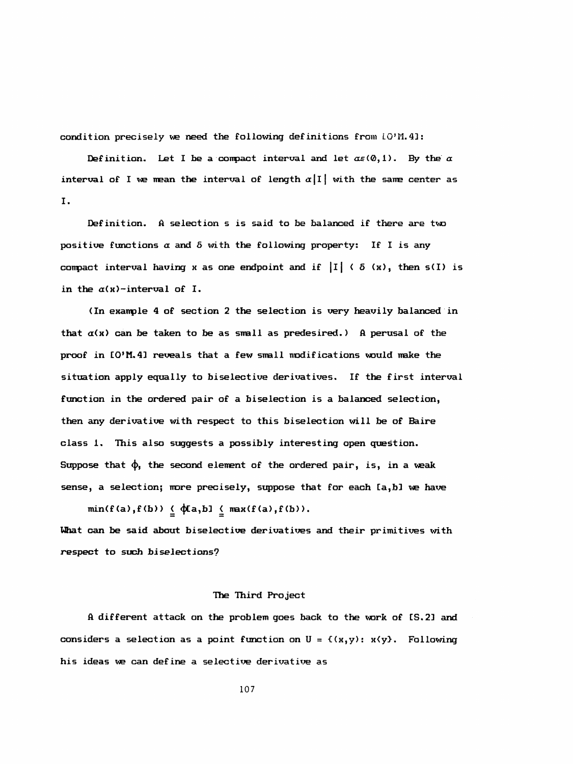condition precisely we need the following definitions from [O'M.4]:

Definition. Let I be a compact interval and let $\alpha \in (0,1)$. By the $\alpha$ interval of I we mean the interval of length $\alpha|I|$ with the same center as I.

Definition. A selection s is said to be balanced if there are two positive functions $\alpha$ and $\delta$ with the following property: If I is any compact interval having x as one endpoint and if $|I| < \delta(x)$, then s(I) is in the $\alpha(x)$-interval of I.

(In example 4 of section 2 the selection is very heavily balanced in that $\alpha(x)$ can be taken to be as small as predesired.) A perusal of the proof in [O'M.4] reveals that a few small modifications would make the situation apply equally to biselective derivatives. If the first interval function in the ordered pair of a biselection is a balanced selection, then any derivative with respect to this biselection will be of Baire class 1. This also suggests a possibly interesting open question. Suppose that $\phi$, the second element of the ordered pair, is, in a weak sense, a selection; more precisely, suppose that for each [a,b] we have

$$\min(f(a),f(b)) \leqq \phi[a,b] \leqq \max(f(a),f(b)).$$

What can be said about biselective derivatives and their primitives with respect to such biselections?

## The Third Project

A different attack on the problem goes back to the work of [S.2] and considers a selection as a point function on $U = \{(x,y): x<y\}$. Following his ideas we can define a selective derivative as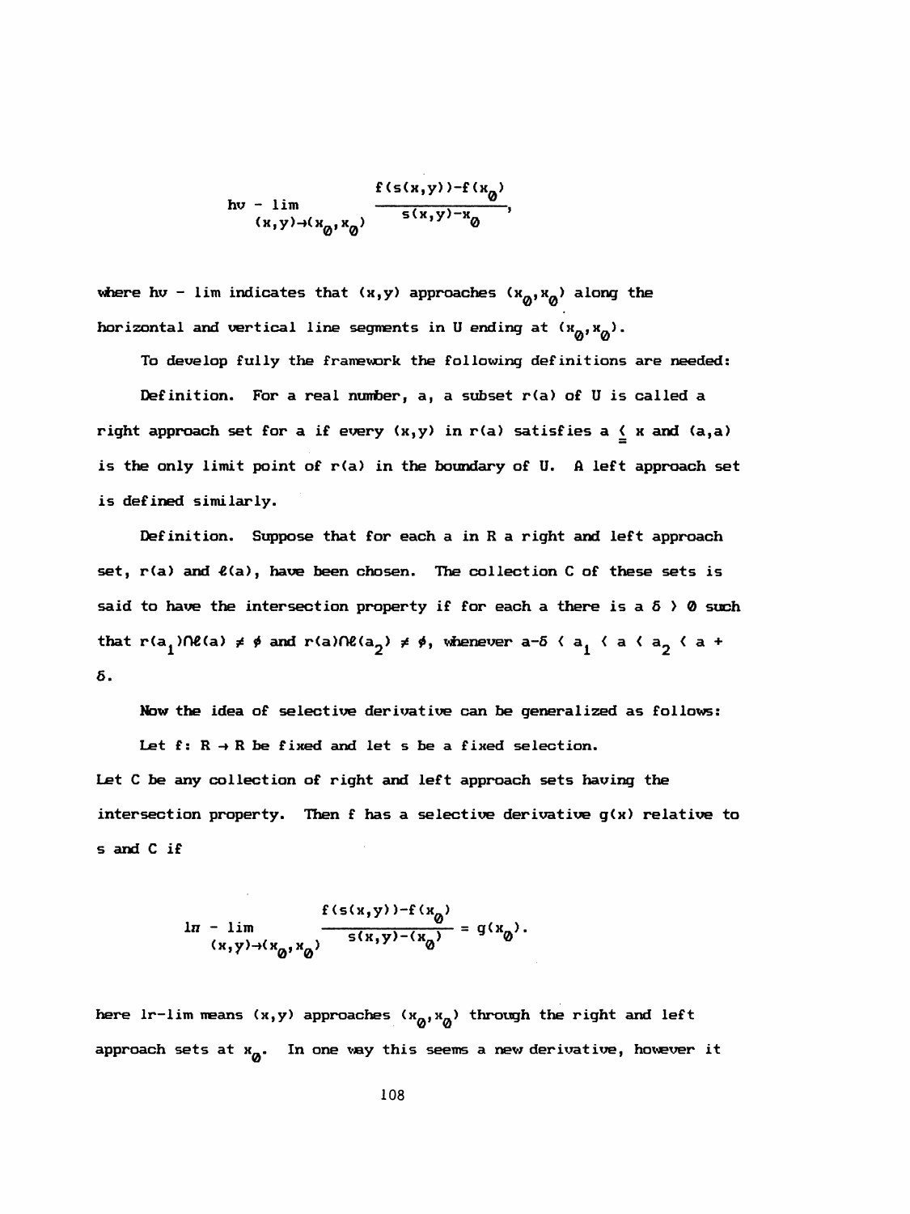$$hv - \lim_{(x,y)\to(x_\emptyset,x_\emptyset)} \frac{f(s(x,y))-f(x_\emptyset)}{s(x,y)-x_\emptyset},$$

where hv - lim indicates that $(x,y)$ approaches $(x_\emptyset,x_\emptyset)$ along the horizontal and vertical line segments in U ending at $(x_\emptyset,x_\emptyset)$.

To develop fully the framework the following definitions are needed:

Definition. For a real number, a, a subset r(a) of U is called a right approach set for a if every $(x,y)$ in r(a) satisfies $a \leq x$ and $(a,a)$ is the only limit point of r(a) in the boundary of U. A left approach set is defined similarly.

Definition. Suppose that for each a in R a right and left approach set, r(a) and $\ell(a)$, have been chosen. The collection C of these sets is said to have the intersection property if for each a there is a $\delta > 0$ such that $r(a_1)\cap\ell(a) \neq \phi$ and $r(a)\cap\ell(a_2) \neq \phi$, whenever $a-\delta < a_1 < a < a_2 < a + \delta$.

Now the idea of selective derivative can be generalized as follows:

Let $f: R \to R$ be fixed and let s be a fixed selection.

Let C be any collection of right and left approach sets having the intersection property. Then f has a selective derivative $g(x)$ relative to s and C if

$$lr - \lim_{(x,y)\to(x_\emptyset,x_\emptyset)} \frac{f(s(x,y))-f(x_\emptyset)}{s(x,y)-(x_\emptyset)} = g(x_\emptyset).$$

here lr-lim means $(x,y)$ approaches $(x_\emptyset,x_\emptyset)$ through the right and left approach sets at $x_\emptyset$. In one way this seems a new derivative, however it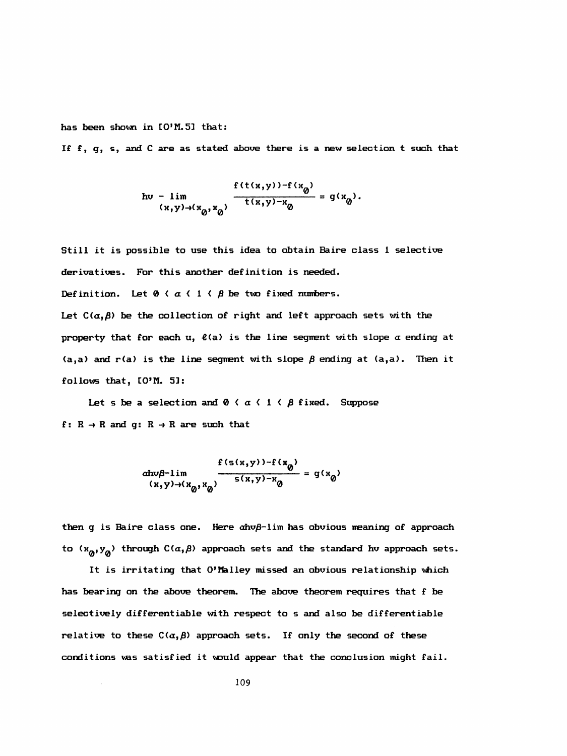has been shown in [O'M.5] that:

If f, g, s, and C are as stated above there is a new selection t such that

$$hv-\lim_{(x,y)\to(x_0,x_0)} \frac{f(t(x,y))-f(x_0)}{t(x,y)-x_0} = g(x_0).$$

Still it is possible to use this idea to obtain Baire class 1 selective derivatives. For this another definition is needed.

Definition. Let $0 < \alpha < 1 < \beta$ be two fixed numbers.

Let $C(\alpha,\beta)$ be the collection of right and left approach sets with the property that for each u, $\ell(a)$ is the line segment with slope $\alpha$ ending at $(a,a)$ and $r(a)$ is the line segment with slope $\beta$ ending at $(a,a)$. Then it follows that, [O'M. 5]:

Let s be a selection and $0 < \alpha < 1 < \beta$ fixed. Suppose $f: R \to R$ and $g: R \to R$ are such that

$$\alpha hv\beta\text{-}\lim_{(x,y)\to(x_0,x_0)} \frac{f(s(x,y))-f(x_0)}{s(x,y)-x_0} = g(x_0)$$

then g is Baire class one. Here $\alpha hv\beta$-lim has obvious meaning of approach to $(x_0,y_0)$ through $C(\alpha,\beta)$ approach sets and the standard hv approach sets.

It is irritating that O'Malley missed an obvious relationship which has bearing on the above theorem. The above theorem requires that f be selectively differentiable with respect to s and also be differentiable relative to these $C(\alpha,\beta)$ approach sets. If only the second of these conditions was satisfied it would appear that the conclusion might fail.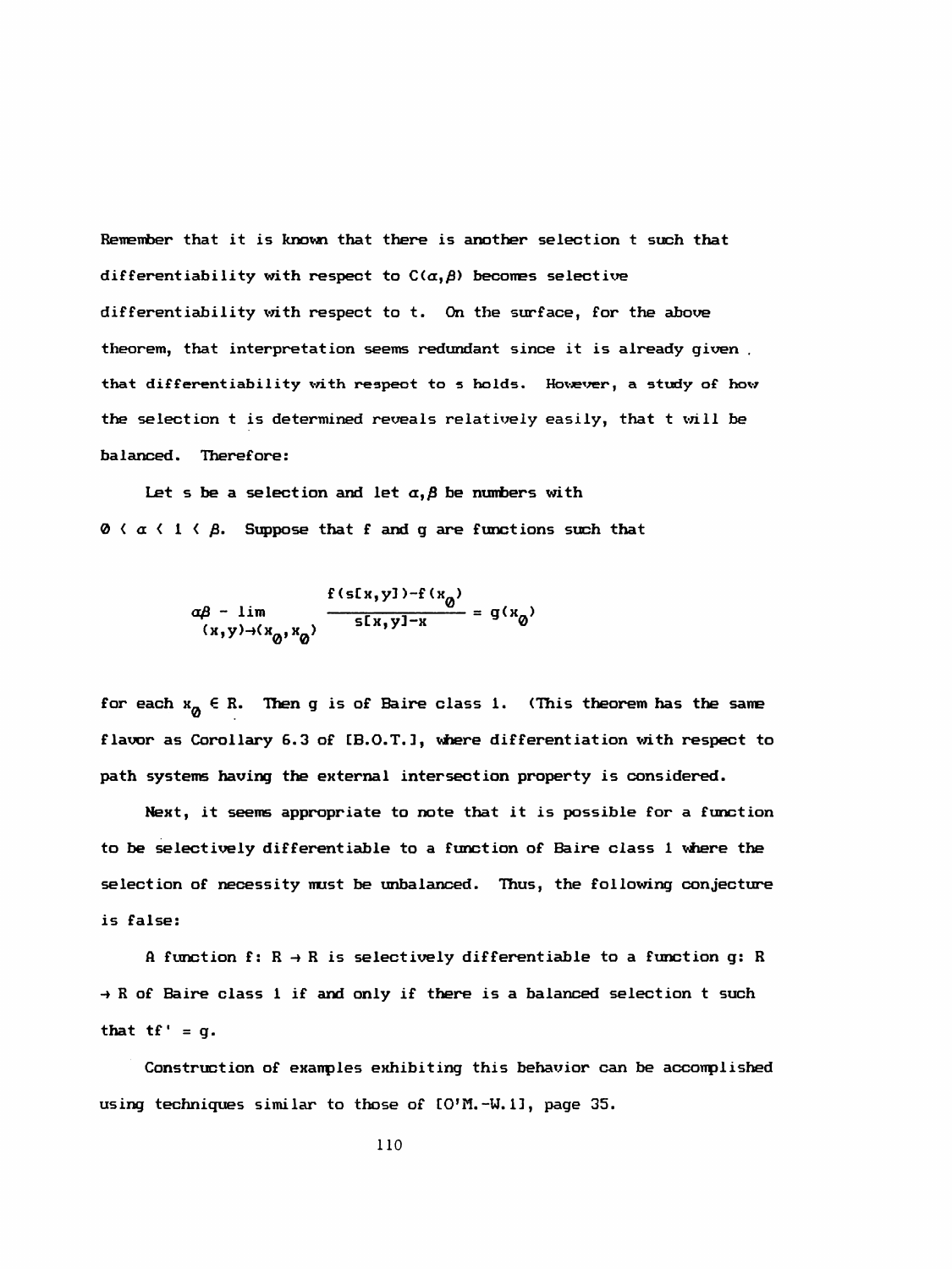Remember that it is known that there is another selection t such that differentiability with respect to $C(\alpha,\beta)$ becomes selective differentiability with respect to t. On the surface, for the above theorem, that interpretation seems redundant since it is already given that differentiability with respect to s holds. However, a study of how the selection t is determined reveals relatively easily, that t will be balanced. Therefore:

Let s be a selection and let $\alpha,\beta$ be numbers with $0 < \alpha < 1 < \beta$. Suppose that f and g are functions such that

$$\alpha\beta - \lim_{(x,y)\to(x_0,x_0)} \frac{f(s[x,y])-f(x_0)}{s[x,y]-x} = g(x_0)$$

for each $x_0 \in R$. Then g is of Baire class 1. (This theorem has the same flavor as Corollary 6.3 of [B.O.T.], where differentiation with respect to path systems having the external intersection property is considered.

Next, it seems appropriate to note that it is possible for a function to be selectively differentiable to a function of Baire class 1 where the selection of necessity must be unbalanced. Thus, the following conjecture is false:

A function $f: R \to R$ is selectively differentiable to a function $g: R \to R$ of Baire class 1 if and only if there is a balanced selection t such that $tf' = g$.

Construction of examples exhibiting this behavior can be accomplished using techniques similar to those of [O'M.-W.1], page 35.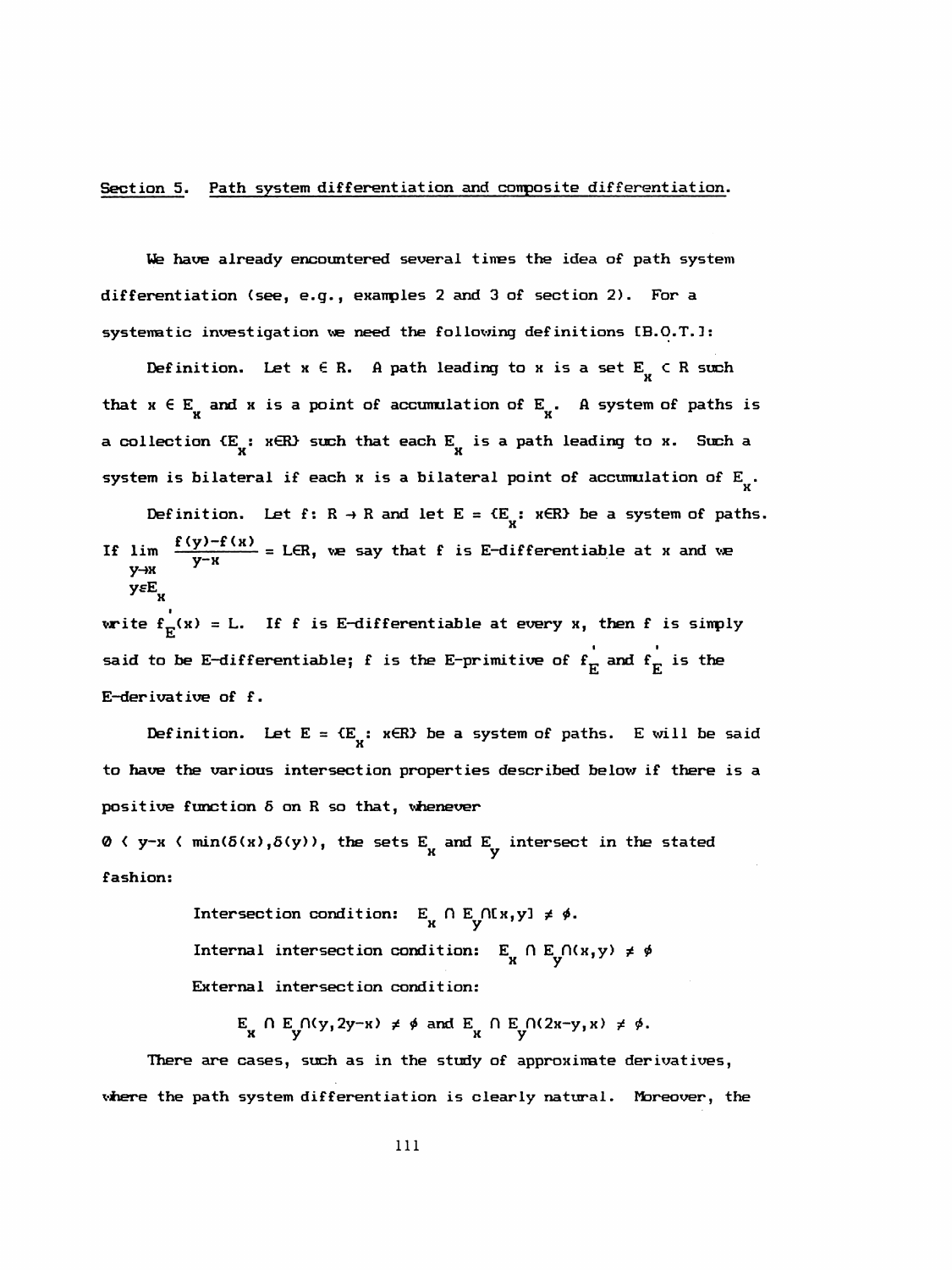## Section 5. Path system differentiation and composite differentiation.

We have already encountered several times the idea of path system differentiation (see, e.g., examples 2 and 3 of section 2). For a systematic investigation we need the following definitions [B.O.T.]:

Definition. Let $x \in R$. A path leading to $x$ is a set $E_x \subset R$ such that $x \in E_x$ and $x$ is a point of accumulation of $E_x$. A system of paths is a collection $\{E_x : x \in R\}$ such that each $E_x$ is a path leading to $x$. Such a system is bilateral if each $x$ is a bilateral point of accumulation of $E_x$.

Definition. Let $f: R \to R$ and let $E = \{E_x : x \in R\}$ be a system of paths. If $\displaystyle\lim_{\substack{y \to x \\ y \in E_x}} \frac{f(y)-f(x)}{y-x} = L \in R$, we say that $f$ is E-differentiable at $x$ and we write $f'_E(x) = L$. If $f$ is E-differentiable at every $x$, then $f$ is simply said to be E-differentiable; $f$ is the E-primitive of $f'_E$ and $f'_E$ is the E-derivative of $f$.

Definition. Let $E = \{E_x : x \in R\}$ be a system of paths. $E$ will be said to have the various intersection properties described below if there is a positive function $\delta$ on $R$ so that, whenever $0 < y-x < \min(\delta(x),\delta(y))$, the sets $E_x$ and $E_y$ intersect in the stated fashion:

Intersection condition: $E_x \cap E_y \cap [x,y] \neq \emptyset$.

Internal intersection condition: $E_x \cap E_y \cap (x,y) \neq \emptyset$

External intersection condition:

$$E_x \cap E_y \cap (y, 2y-x) \neq \emptyset \text{ and } E_x \cap E_y \cap (2x-y, x) \neq \emptyset.$$

There are cases, such as in the study of approximate derivatives, where the path system differentiation is clearly natural. Moreover, the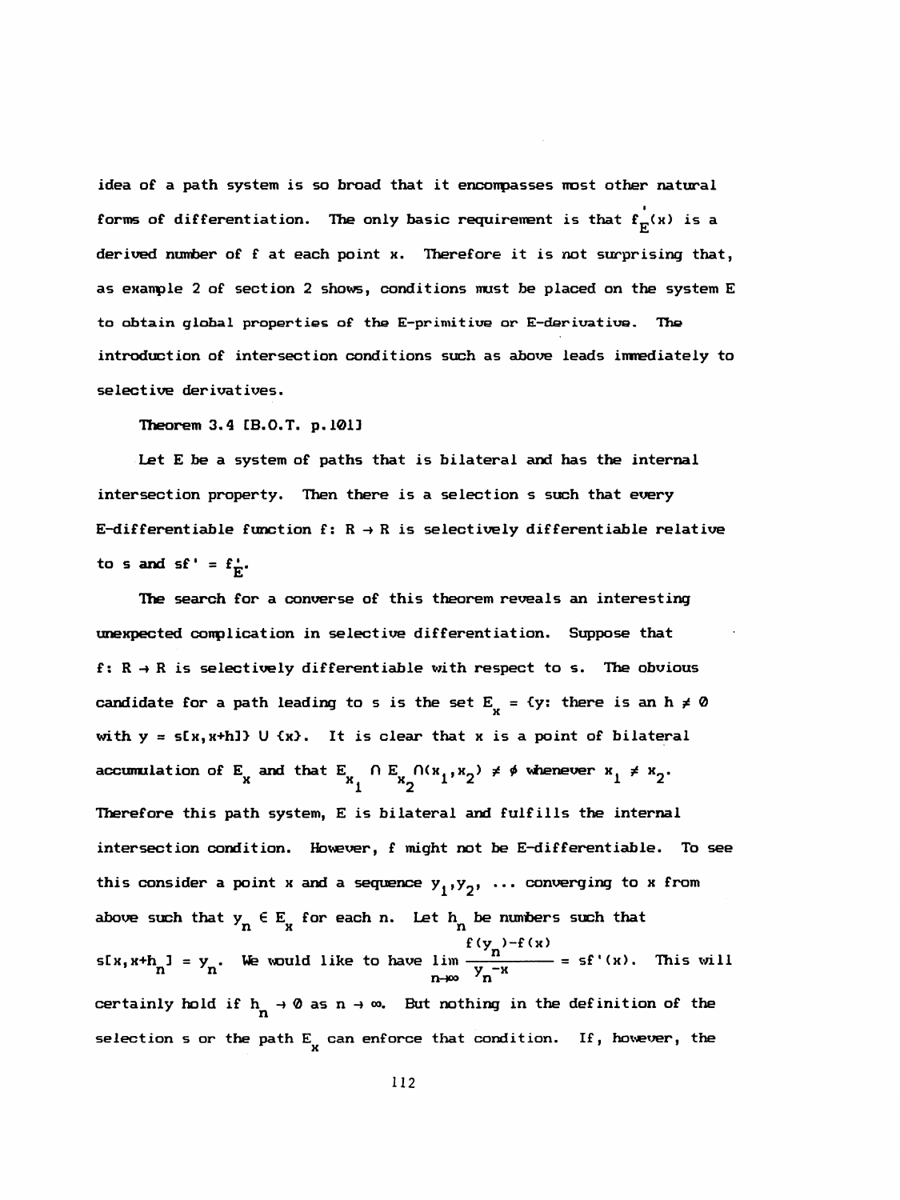idea of a path system is so broad that it encompasses most other natural forms of differentiation. The only basic requirement is that $f_E'(x)$ is a derived number of f at each point x. Therefore it is not surprising that, as example 2 of section 2 shows, conditions must be placed on the system E to obtain global properties of the E-primitive or E-derivative. The introduction of intersection conditions such as above leads immediately to selective derivatives.

Theorem 3.4 [B.O.T. p.101]

Let E be a system of paths that is bilateral and has the internal intersection property. Then there is a selection s such that every E-differentiable function $f: R \to R$ is selectively differentiable relative to s and $sf' = f_E'$.

The search for a converse of this theorem reveals an interesting unexpected complication in selective differentiation. Suppose that $f: R \to R$ is selectively differentiable with respect to s. The obvious candidate for a path leading to s is the set $E_x = \{y\text{: there is an } h \neq 0 \text{ with } y = s[x,x+h]\} \cup \{x\}$. It is clear that x is a point of bilateral accumulation of $E_x$ and that $E_{x_1} \cap E_{x_2} \cap (x_1,x_2) \neq \phi$ whenever $x_1 \neq x_2$. Therefore this path system, E is bilateral and fulfills the internal intersection condition. However, f might not be E-differentiable. To see this consider a point x and a sequence $y_1, y_2, \ldots$ converging to x from above such that $y_n \in E_x$ for each n. Let $h_n$ be numbers such that $s[x,x+h_n] = y_n$. We would like to have $\lim_{n\to\infty} \frac{f(y_n)-f(x)}{y_n-x} = sf'(x)$. This will certainly hold if $h_n \to 0$ as $n \to \infty$. But nothing in the definition of the selection s or the path $E_x$ can enforce that condition. If, however, the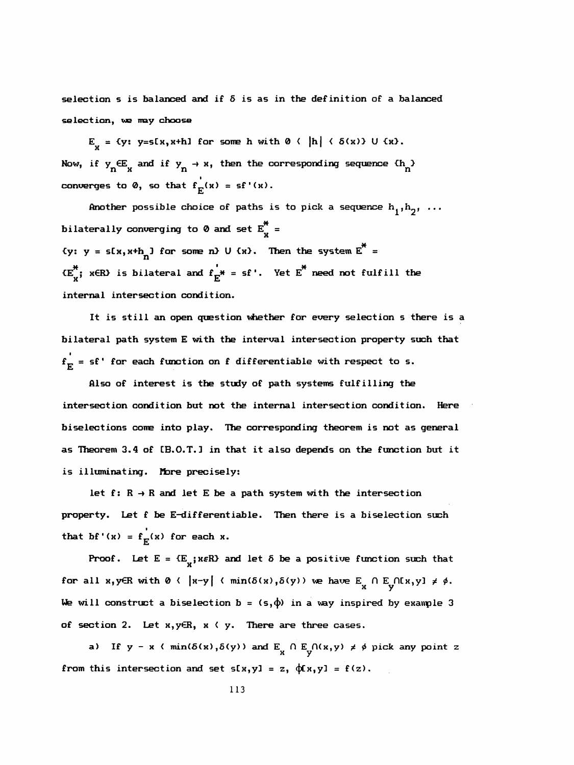selection s is balanced and if $\delta$ is as in the definition of a balanced selection, we may choose

$E_x = \{y: y=s[x,x+h] \text{ for some } h \text{ with } 0 < |h| < \delta(x)\} \cup \{x\}$.

Now, if $y_n \in E_x$ and if $y_n \to x$, then the corresponding sequence $\{h_n\}$ converges to $0$, so that $f_E'(x) = sf'(x)$.

Another possible choice of paths is to pick a sequence $h_1, h_2, \ldots$ bilaterally converging to $0$ and set $E_x^* = \{y: y = s[x,x+h_n] \text{ for some } n\} \cup \{x\}$. Then the system $E^* = \{E_x^*; x \in R\}$ is bilateral and $f_{E^*}' = sf'$. Yet $E^*$ need not fulfill the internal intersection condition.

It is still an open question whether for every selection s there is a bilateral path system E with the interval intersection property such that $f_E' = sf'$ for each function on f differentiable with respect to s.

Also of interest is the study of path systems fulfilling the intersection condition but not the internal intersection condition. Here biselections come into play. The corresponding theorem is not as general as Theorem 3.4 of [B.O.T.] in that it also depends on the function but it is illuminating. More precisely:

let $f: R \to R$ and let E be a path system with the intersection property. Let f be E-differentiable. Then there is a biselection such that $bf'(x) = f_E'(x)$ for each x.

Proof. Let $E = \{E_x; x \in R\}$ and let $\delta$ be a positive function such that for all $x,y \in R$ with $0 < |x-y| < \min(\delta(x),\delta(y))$ we have $E_x \cap E_y \cap [x,y] \neq \phi$. We will construct a biselection $b = (s,\phi)$ in a way inspired by example 3 of section 2. Let $x,y \in R$, $x < y$. There are three cases.

a) If $y - x < \min(\delta(x),\delta(y))$ and $E_x \cap E_y \cap (x,y) \neq \phi$ pick any point z from this intersection and set $s[x,y] = z$, $\phi[x,y] = f(z)$.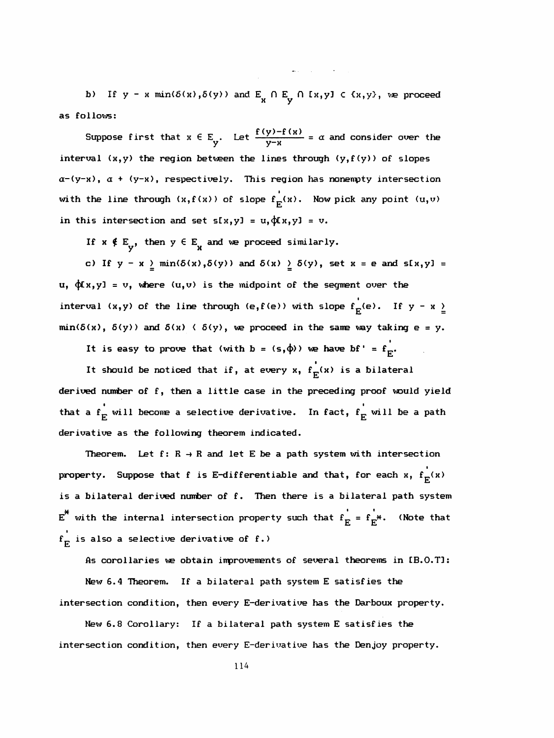b) If $y - x$ $\min(\delta(x),\delta(y))$ and $E_x \cap E_y \cap [x,y] \subset \{x,y\}$, we proceed as follows:

Suppose first that $x \in E_y$. Let $\frac{f(y)-f(x)}{y-x} = \alpha$ and consider over the interval $(x,y)$ the region between the lines through $(y,f(y))$ of slopes $\alpha-(y-x)$, $\alpha + (y-x)$, respectively. This region has nonempty intersection with the line through $(x,f(x))$ of slope $f_E'(x)$. Now pick any point $(u,v)$ in this intersection and set $s[x,y] = u, \phi[x,y] = v$.

If $x \notin E_y$, then $y \in E_x$ and we proceed similarly.

c) If $y - x \geq \min(\delta(x),\delta(y))$ and $\delta(x) \geq \delta(y)$, set $x = e$ and $s[x,y] = u$, $\phi[x,y] = v$, where $(u,v)$ is the midpoint of the segment over the interval $(x,y)$ of the line through $(e,f(e))$ with slope $f_E'(e)$. If $y - x \geq \min(\delta(x), \delta(y))$ and $\delta(x) < \delta(y)$, we proceed in the same way taking $e = y$.

It is easy to prove that (with $b = (s,\phi)$) we have $bf' = f_E'$.

It should be noticed that if, at every $x$, $f_E'(x)$ is a bilateral derived number of $f$, then a little case in the preceding proof would yield that a $f_E'$ will become a selective derivative. In fact, $f_E'$ will be a path derivative as the following theorem indicated.

**Theorem.** Let $f\colon R \to R$ and let $E$ be a path system with intersection property. Suppose that $f$ is E-differentiable and that, for each $x$, $f_E'(x)$ is a bilateral derived number of $f$. Then there is a bilateral path system $E^*$ with the internal intersection property such that $f_E' = f_{E^*}'$. (Note that $f_E'$ is also a selective derivative of $f$.)

As corollaries we obtain improvements of several theorems in [B.O.T]:

**New 6.4 Theorem.** If a bilateral path system E satisfies the intersection condition, then every E-derivative has the Darboux property.

**New 6.8 Corollary:** If a bilateral path system E satisfies the intersection condition, then every E-derivative has the Denjoy property.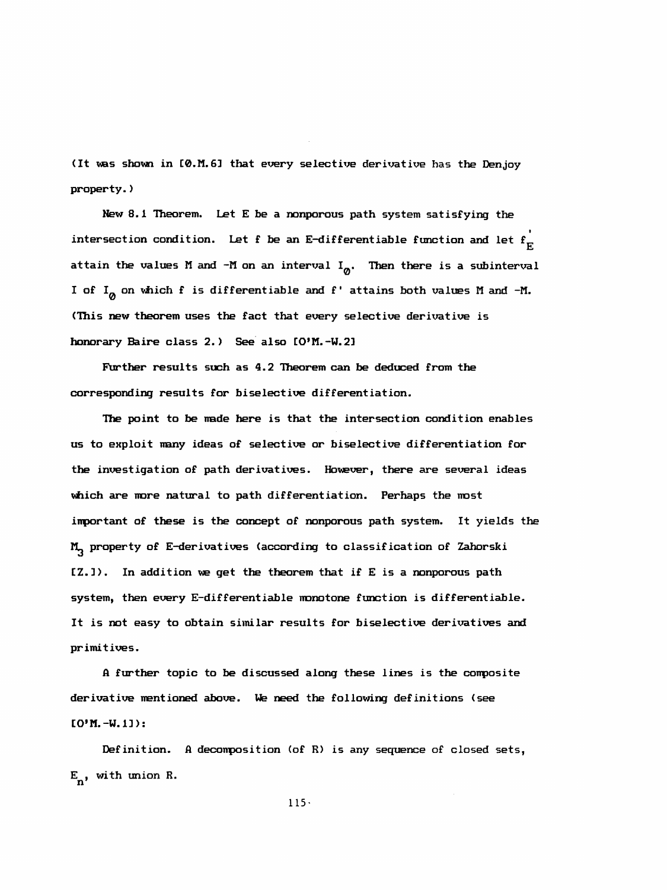(It was shown in [0.M.6] that every selective derivative has the Denjoy property.)

New 8.1 Theorem. Let E be a nonporous path system satisfying the intersection condition. Let f be an E-differentiable function and let $f_E'$ attain the values M and -M on an interval $I_0$. Then there is a subinterval I of $I_0$ on which f is differentiable and f' attains both values M and -M. (This new theorem uses the fact that every selective derivative is honorary Baire class 2.) See also [O'M.-W.2]

Further results such as 4.2 Theorem can be deduced from the corresponding results for biselective differentiation.

The point to be made here is that the intersection condition enables us to exploit many ideas of selective or biselective differentiation for the investigation of path derivatives. However, there are several ideas which are more natural to path differentiation. Perhaps the most important of these is the concept of nonporous path system. It yields the $M_3$ property of E-derivatives (according to classification of Zahorski [Z.1]). In addition we get the theorem that if E is a nonporous path system, then every E-differentiable monotone function is differentiable. It is not easy to obtain similar results for biselective derivatives and primitives.

A further topic to be discussed along these lines is the composite derivative mentioned above. We need the following definitions (see [O'M.-W.1]):

Definition. A decomposition (of R) is any sequence of closed sets, $E_n$, with union R.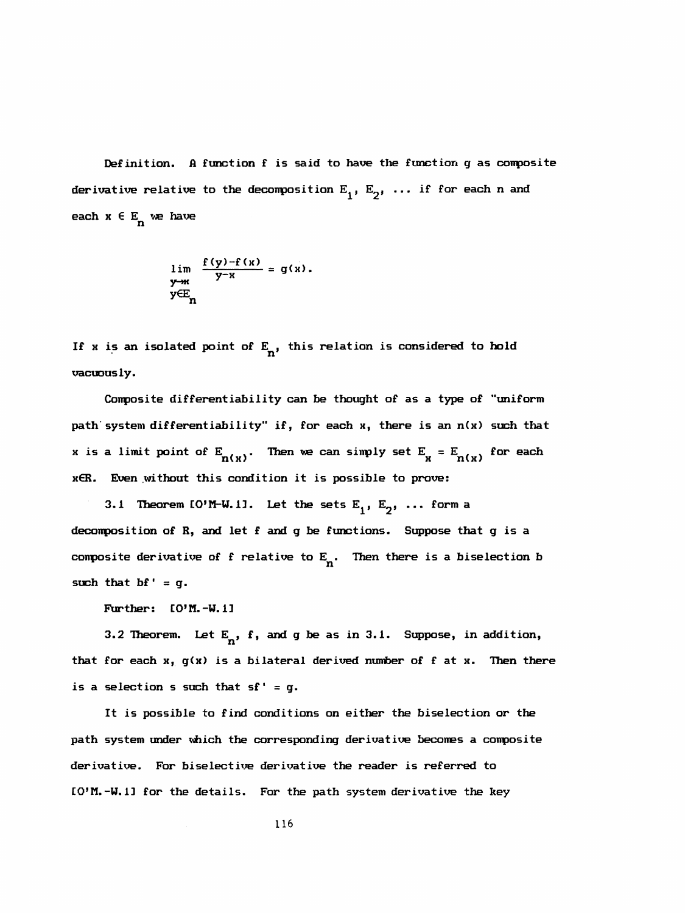Definition. A function f is said to have the function g as composite derivative relative to the decomposition $E_1, E_2, \ldots$ if for each n and each $x \in E_n$ we have

$$\lim_{\substack{y \to x \\ y \in E_n}} \frac{f(y)-f(x)}{y-x} = g(x).$$

If x is an isolated point of $E_n$, this relation is considered to hold vacuously.

Composite differentiability can be thought of as a type of "uniform path system differentiability" if, for each x, there is an n(x) such that x is a limit point of $E_{n(x)}$. Then we can simply set $E_x = E_{n(x)}$ for each $x \in R$. Even without this condition it is possible to prove:

3.1 Theorem [O'M-W.1]. Let the sets $E_1, E_2, \ldots$ form a decomposition of R, and let f and g be functions. Suppose that g is a composite derivative of f relative to $E_n$. Then there is a biselection b such that $bf' = g$.

Further: [O'M.-W.1]

3.2 Theorem. Let $E_n$, f, and g be as in 3.1. Suppose, in addition, that for each x, g(x) is a bilateral derived number of f at x. Then there is a selection s such that $sf' = g$.

It is possible to find conditions on either the biselection or the path system under which the corresponding derivative becomes a composite derivative. For biselective derivative the reader is referred to [O'M.-W.1] for the details. For the path system derivative the key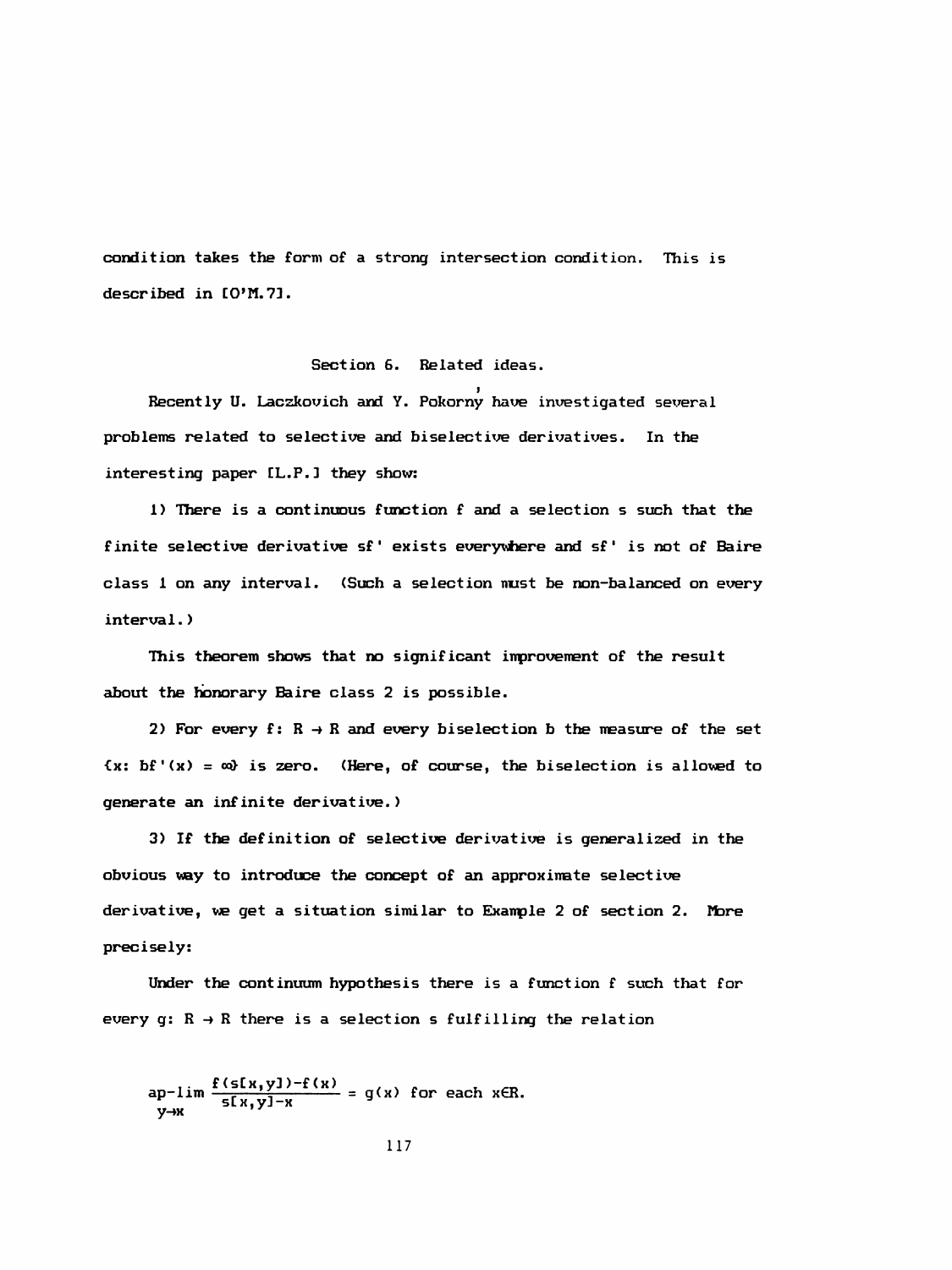condition takes the form of a strong intersection condition. This is described in [O'M.7].

## Section 6. Related ideas.

Recently U. Laczkovich and Y. Pokorný have investigated several problems related to selective and biselective derivatives. In the interesting paper [L.P.] they show:

1) There is a continuous function $f$ and a selection $s$ such that the finite selective derivative $sf'$ exists everywhere and $sf'$ is not of Baire class 1 on any interval. (Such a selection must be non-balanced on every interval.)

This theorem shows that no significant improvement of the result about the honorary Baire class 2 is possible.

2) For every $f\colon R \to R$ and every biselection $b$ the measure of the set $\{x\colon bf'(x) = \infty\}$ is zero. (Here, of course, the biselection is allowed to generate an infinite derivative.)

3) If the definition of selective derivative is generalized in the obvious way to introduce the concept of an approximate selective derivative, we get a situation similar to Example 2 of section 2. More precisely:

Under the continuum hypothesis there is a function $f$ such that for every $g\colon R \to R$ there is a selection $s$ fulfilling the relation

$$\operatorname*{ap-lim}_{y \to x} \frac{f(s[x,y]) - f(x)}{s[x,y] - x} = g(x) \text{ for each } x \in R.$$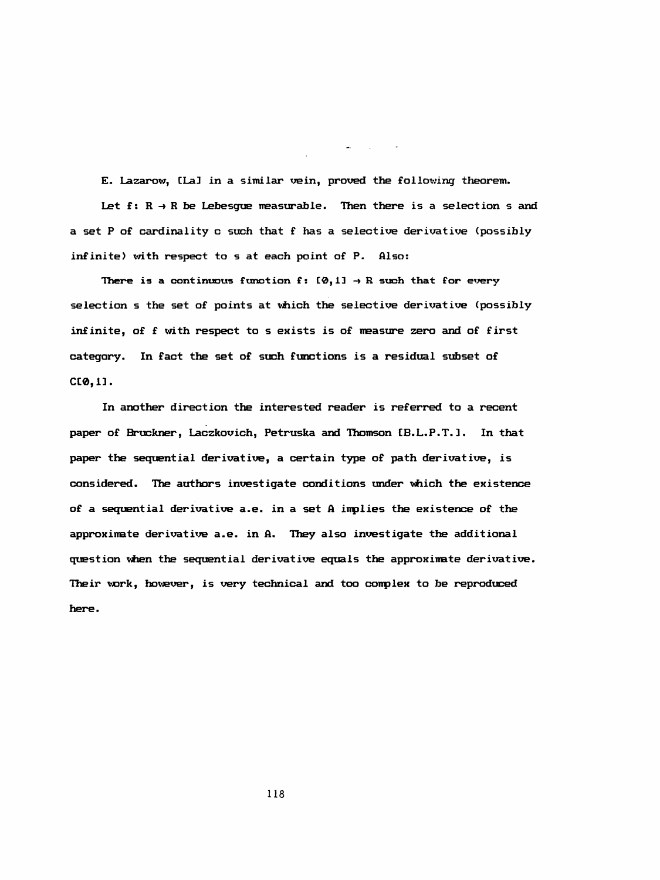E. Lazarow, [La] in a similar vein, proved the following theorem.

Let $f: R \to R$ be Lebesgue measurable. Then there is a selection $s$ and a set $P$ of cardinality $c$ such that $f$ has a selective derivative (possibly infinite) with respect to $s$ at each point of $P$. Also:

There is a continuous function $f: [0,1] \to R$ such that for every selection $s$ the set of points at which the selective derivative (possibly infinite, of $f$ with respect to $s$ exists is of measure zero and of first category. In fact the set of such functions is a residual subset of $C[0,1]$.

In another direction the interested reader is referred to a recent paper of Bruckner, Laczkovich, Petruska and Thomson [B.L.P.T.]. In that paper the sequential derivative, a certain type of path derivative, is considered. The authors investigate conditions under which the existence of a sequential derivative a.e. in a set $A$ implies the existence of the approximate derivative a.e. in $A$. They also investigate the additional question when the sequential derivative equals the approximate derivative. Their work, however, is very technical and too complex to be reproduced here.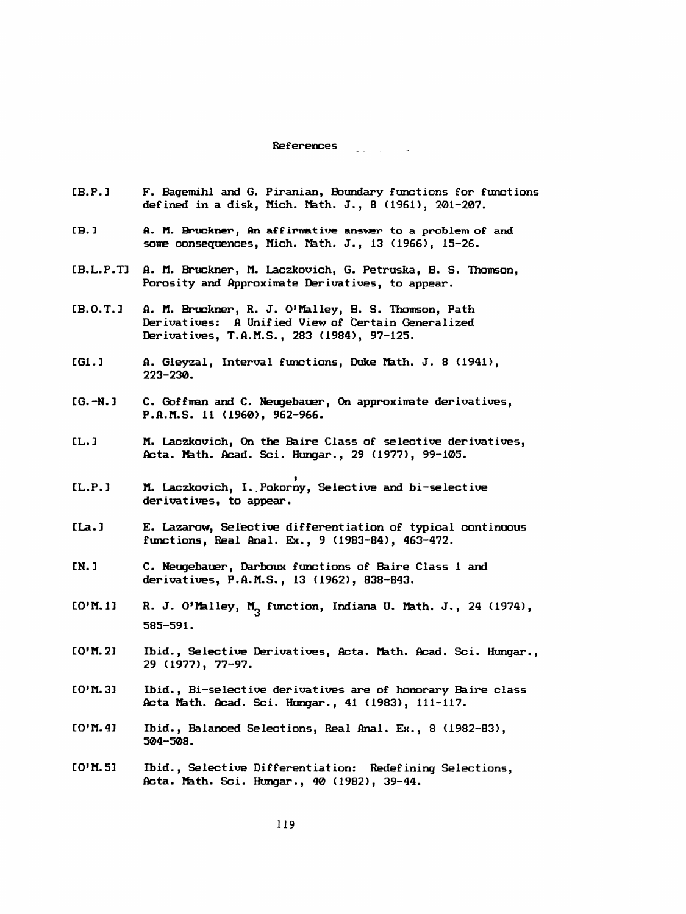# References

[B.P.] F. Bagemihl and G. Piranian, Boundary functions for functions defined in a disk, Mich. Math. J., 8 (1961), 201-207.

[B.] A. M. Bruckner, An affirmative answer to a problem of and some consequences, Mich. Math. J., 13 (1966), 15-26.

[B.L.P.T] A. M. Bruckner, M. Laczkovich, G. Petruska, B. S. Thomson, Porosity and Approximate Derivatives, to appear.

[B.O.T.] A. M. Bruckner, R. J. O'Malley, B. S. Thomson, Path Derivatives: A Unified View of Certain Generalized Derivatives, T.A.M.S., 283 (1984), 97-125.

[Gl.] A. Gleyzal, Interval functions, Duke Math. J. 8 (1941), 223-230.

[G.-N.] C. Goffman and C. Neugebauer, On approximate derivatives, P.A.M.S. 11 (1960), 962-966.

[L.] M. Laczkovich, On the Baire Class of selective derivatives, Acta. Math. Acad. Sci. Hungar., 29 (1977), 99-105.

[L.P.] M. Laczkovich, I. Pokorný, Selective and bi-selective derivatives, to appear.

[La.] E. Lazarow, Selective differentiation of typical continuous functions, Real Anal. Ex., 9 (1983-84), 463-472.

[N.] C. Neugebauer, Darboux functions of Baire Class 1 and derivatives, P.A.M.S., 13 (1962), 838-843.

[O'M.1] R. J. O'Malley, $M_3$ function, Indiana U. Math. J., 24 (1974), 585-591.

[O'M.2] Ibid., Selective Derivatives, Acta. Math. Acad. Sci. Hungar., 29 (1977), 77-97.

[O'M.3] Ibid., Bi-selective derivatives are of honorary Baire class Acta Math. Acad. Sci. Hungar., 41 (1983), 111-117.

[O'M.4] Ibid., Balanced Selections, Real Anal. Ex., 8 (1982-83), 504-508.

[O'M.5] Ibid., Selective Differentiation: Redefining Selections, Acta. Math. Sci. Hungar., 40 (1982), 39-44.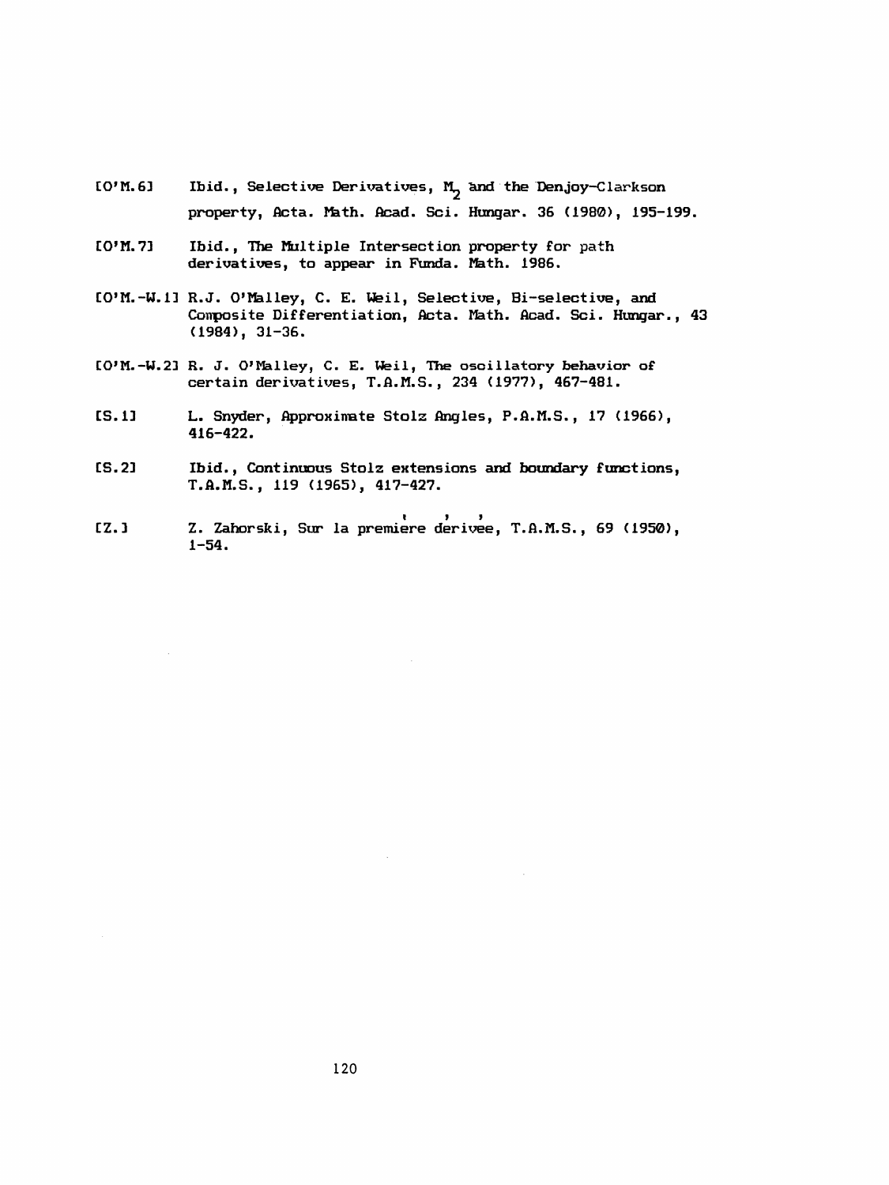[O'M.6] Ibid., Selective Derivatives, $M_2$ and the Denjoy-Clarkson property, Acta. Math. Acad. Sci. Hungar. 36 (1980), 195-199.

[O'M.7] Ibid., The Multiple Intersection property for path derivatives, to appear in Funda. Math. 1986.

[O'M.-W.1] R.J. O'Malley, C. E. Weil, Selective, Bi-selective, and Composite Differentiation, Acta. Math. Acad. Sci. Hungar., 43 (1984), 31-36.

[O'M.-W.2] R. J. O'Malley, C. E. Weil, The oscillatory behavior of certain derivatives, T.A.M.S., 234 (1977), 467-481.

[S.1] L. Snyder, Approximate Stolz Angles, P.A.M.S., 17 (1966), 416-422.

[S.2] Ibid., Continuous Stolz extensions and boundary functions, T.A.M.S., 119 (1965), 417-427.

[Z.] Z. Zahorski, Sur la première dérivée, T.A.M.S., 69 (1950), 1-54.